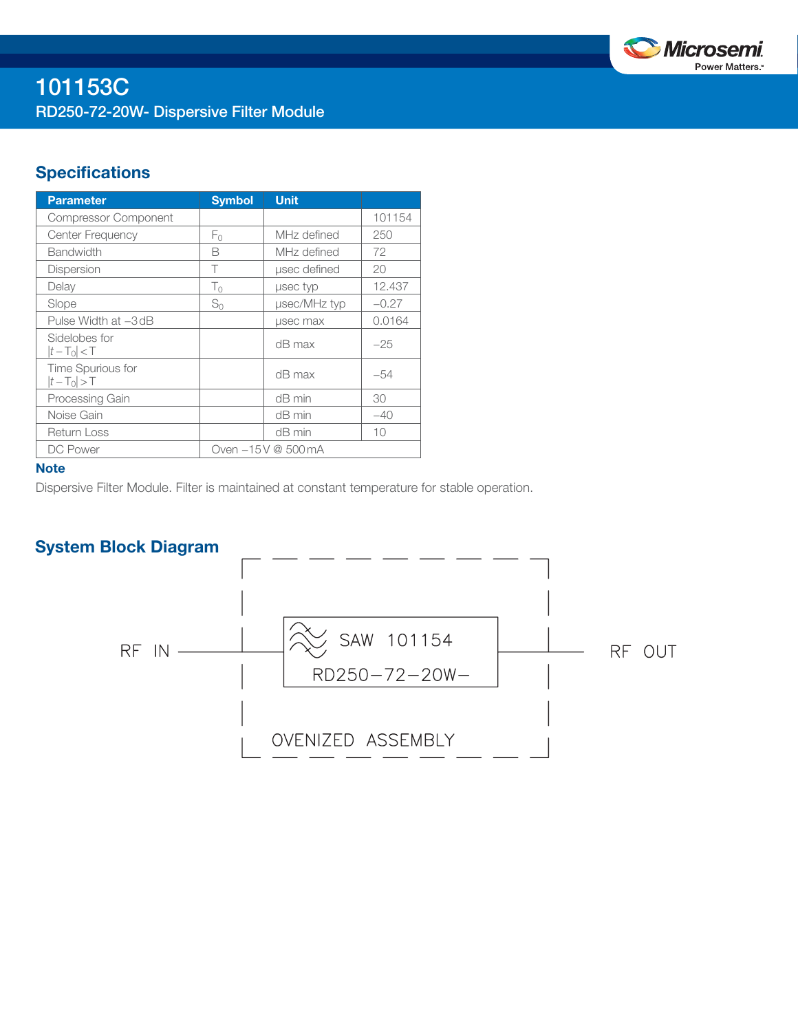# 101153C

## RD250-72-20W- Dispersive Filter Module

## Specifications

| Parameter | Symbol | Unit | |
|---|---|---|---|
| Compressor Component | | | 101154 |
| Center Frequency | $F_0$ | MHz defined | 250 |
| Bandwidth | B | MHz defined | 72 |
| Dispersion | T | µsec defined | 20 |
| Delay | $T_0$ | µsec typ | 12.437 |
| Slope | $S_0$ | µsec/MHz typ | –0.27 |
| Pulse Width at –3 dB | | µsec max | 0.0164 |
| Sidelobes for $\|t - T_0\| < T$ | | dB max | –25 |
| Time Spurious for $\|t - T_0\| > T$ | | dB max | –54 |
| Processing Gain | | dB min | 30 |
| Noise Gain | | dB min | –40 |
| Return Loss | | dB min | 10 |
| DC Power | Oven –15 V @ 500 mA | | |

**Note**

Dispersive Filter Module. Filter is maintained at constant temperature for stable operation.

## System Block Diagram

RF IN — [OVENIZED ASSEMBLY: SAW 101154 RD250–72–20W–] — RF OUT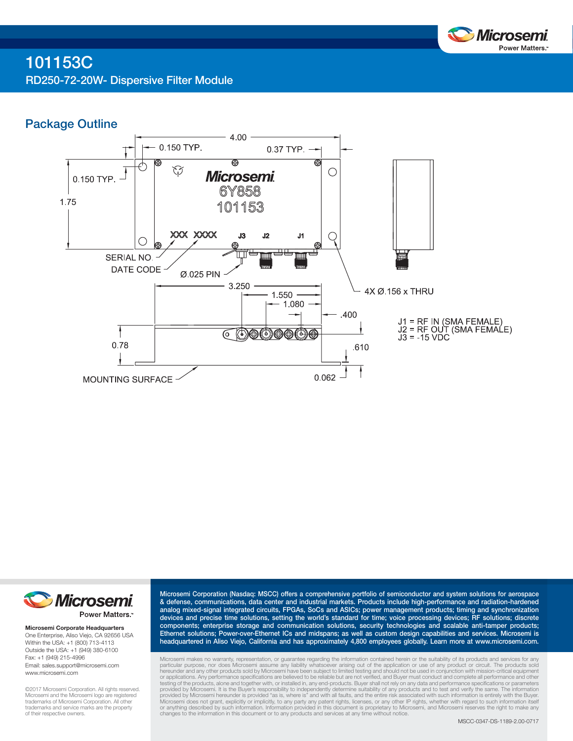# 101153C

RD250-72-20W- Dispersive Filter Module

## Package Outline

4.00
0.150 TYP.
0.37 TYP.
0.150 TYP.
1.75
Microsemi
6Y858
101153
XXX XXXX
J3 J2 J1
SERIAL NO.
DATE CODE
Ø.025 PIN
3.250
1.550
1.080
.400
4X Ø.156 x THRU
0.78
.610
MOUNTING SURFACE
0.062

J1 = RF IN (SMA FEMALE)
J2 = RF OUT (SMA FEMALE)
J3 = -15 VDC

**Microsemi Corporate Headquarters**
One Enterprise, Aliso Viejo, CA 92656 USA
Within the USA: +1 (800) 713-4113
Outside the USA: +1 (949) 380-6100
Fax: +1 (949) 215-4996
Email: sales.support@microsemi.com
www.microsemi.com

©2017 Microsemi Corporation. All rights reserved. Microsemi and the Microsemi logo are registered trademarks of Microsemi Corporation. All other trademarks and service marks are the property of their respective owners.

Microsemi Corporation (Nasdaq: MSCC) offers a comprehensive portfolio of semiconductor and system solutions for aerospace & defense, communications, data center and industrial markets. Products include high-performance and radiation-hardened analog mixed-signal integrated circuits, FPGAs, SoCs and ASICs; power management products; timing and synchronization devices and precise time solutions, setting the world's standard for time; voice processing devices; RF solutions; discrete components; enterprise storage and communication solutions, security technologies and scalable anti-tamper products; Ethernet solutions; Power-over-Ethernet ICs and midspans; as well as custom design capabilities and services. Microsemi is headquartered in Aliso Viejo, California and has approximately 4,800 employees globally. Learn more at www.microsemi.com.

Microsemi makes no warranty, representation, or guarantee regarding the information contained herein or the suitability of its products and services for any particular purpose, nor does Microsemi assume any liability whatsoever arising out of the application or use of any product or circuit. The products sold hereunder and any other products sold by Microsemi have been subject to limited testing and should not be used in conjunction with mission-critical equipment or applications. Any performance specifications are believed to be reliable but are not verified, and Buyer must conduct and complete all performance and other testing of the products, alone and together with, or installed in, any end-products. Buyer shall not rely on any data and performance specifications or parameters provided by Microsemi. It is the Buyer's responsibility to independently determine suitability of any products and to test and verify the same. The information provided by Microsemi hereunder is provided "as is, where is" and with all faults, and the entire risk associated with such information is entirely with the Buyer. Microsemi does not grant, explicitly or implicitly, to any party any patent rights, licenses, or any other IP rights, whether with regard to such information itself or anything described by such information. Information provided in this document is proprietary to Microsemi, and Microsemi reserves the right to make any changes to the information in this document or to any products and services at any time without notice.

MSCC-0347-DS-1189-2.00-0717